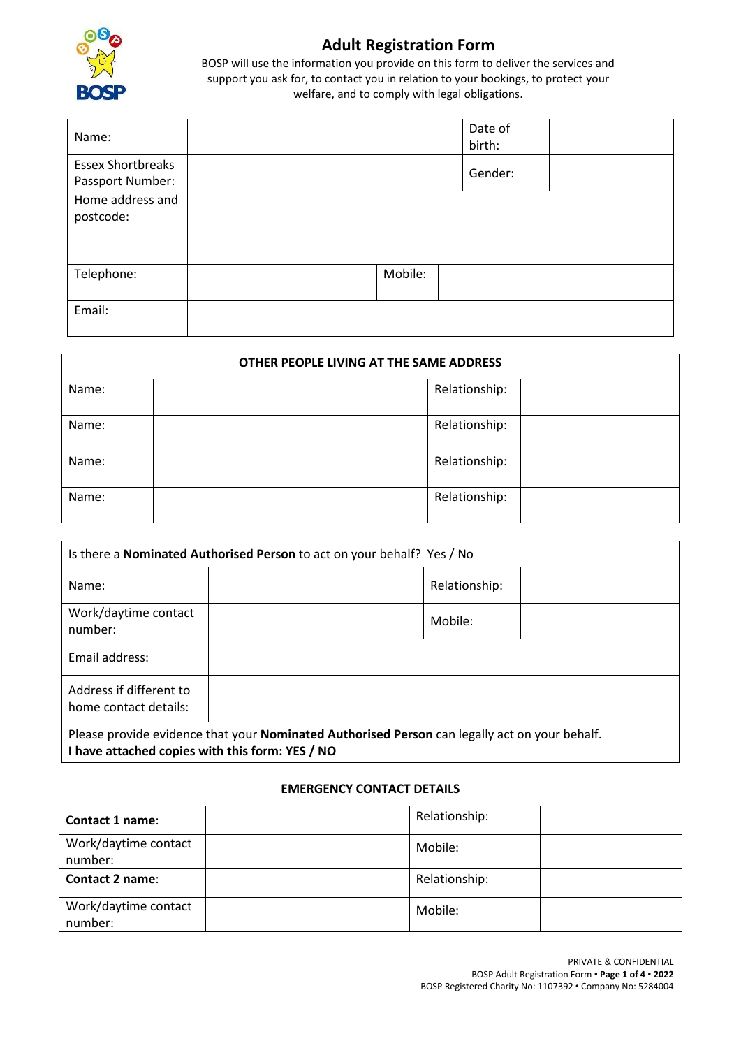# Adult Registration Form

BOSP will use the information you provide on this form to deliver the services and support you ask for, to contact you in relation to your bookings, to protect your welfare, and to comply with legal obligations.

| Name: | | Date of birth: | |
|---|---|---|---|
| Essex Shortbreaks Passport Number: | | Gender: | |
| Home address and postcode: | | | |
| Telephone: | | Mobile: | |
| Email: | | | |

| OTHER PEOPLE LIVING AT THE SAME ADDRESS | | | |
|---|---|---|---|
| Name: | | Relationship: | |
| Name: | | Relationship: | |
| Name: | | Relationship: | |
| Name: | | Relationship: | |

| Is there a **Nominated Authorised Person** to act on your behalf? Yes / No | | | |
|---|---|---|---|
| Name: | | Relationship: | |
| Work/daytime contact number: | | Mobile: | |
| Email address: | | | |
| Address if different to home contact details: | | | |
| Please provide evidence that your **Nominated Authorised Person** can legally act on your behalf. **I have attached copies with this form: YES / NO** | | | |

| EMERGENCY CONTACT DETAILS | | | |
|---|---|---|---|
| **Contact 1 name**: | | Relationship: | |
| Work/daytime contact number: | | Mobile: | |
| **Contact 2 name**: | | Relationship: | |
| Work/daytime contact number: | | Mobile: | |

PRIVATE & CONFIDENTIAL

BOSP Registered Charity No: 1107392 • Company No: 5284004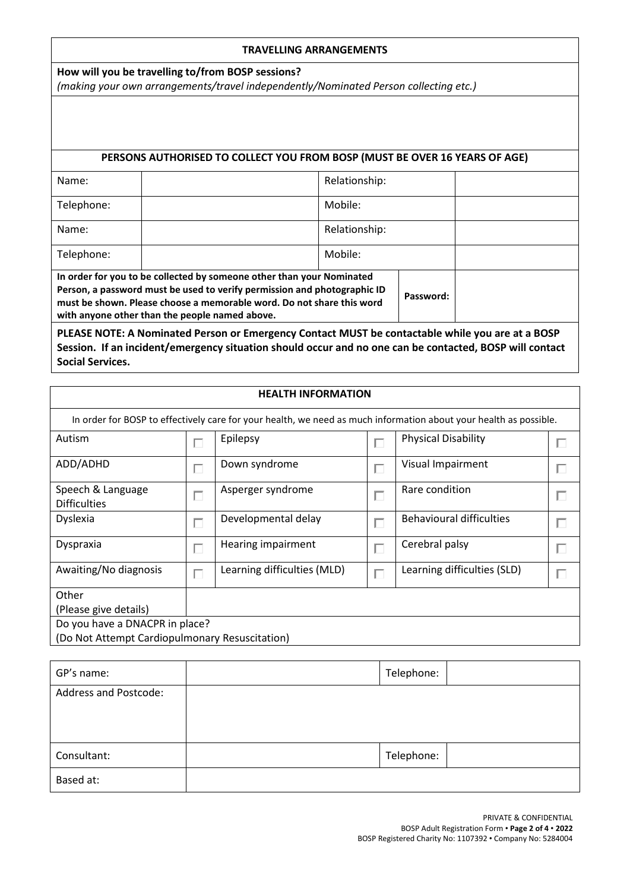## TRAVELLING ARRANGEMENTS

**How will you be travelling to/from BOSP sessions?**
*(making your own arrangements/travel independently/Nominated Person collecting etc.)*

### PERSONS AUTHORISED TO COLLECT YOU FROM BOSP (MUST BE OVER 16 YEARS OF AGE)

| | | | |
|---|---|---|---|
| Name: | | Relationship: | |
| Telephone: | | Mobile: | |
| Name: | | Relationship: | |
| Telephone: | | Mobile: | |

| | | |
|---|---|---|
| **In order for you to be collected by someone other than your Nominated Person, a password must be used to verify permission and photographic ID must be shown. Please choose a memorable word. Do not share this word with anyone other than the people named above.** | **Password:** | |

**PLEASE NOTE: A Nominated Person or Emergency Contact MUST be contactable while you are at a BOSP Session. If an incident/emergency situation should occur and no one can be contacted, BOSP will contact Social Services.**

## HEALTH INFORMATION

In order for BOSP to effectively care for your health, we need as much information about your health as possible.

| | | | | | |
|---|---|---|---|---|---|
| Autism | ☐ | Epilepsy | ☐ | Physical Disability | ☐ |
| ADD/ADHD | ☐ | Down syndrome | ☐ | Visual Impairment | ☐ |
| Speech & Language Difficulties | ☐ | Asperger syndrome | ☐ | Rare condition | ☐ |
| Dyslexia | ☐ | Developmental delay | ☐ | Behavioural difficulties | ☐ |
| Dyspraxia | ☐ | Hearing impairment | ☐ | Cerebral palsy | ☐ |
| Awaiting/No diagnosis | ☐ | Learning difficulties (MLD) | ☐ | Learning difficulties (SLD) | ☐ |
| Other (Please give details) | | | | | |

Do you have a DNACPR in place?
(Do Not Attempt Cardiopulmonary Resuscitation)

| | | | |
|---|---|---|---|
| GP's name: | | Telephone: | |
| Address and Postcode: | | | |
| Consultant: | | Telephone: | |
| Based at: | | | |

PRIVATE & CONFIDENTIAL
BOSP Adult Registration Form • **Page 2 of 4 • 2022**
BOSP Registered Charity No: 1107392 • Company No: 5284004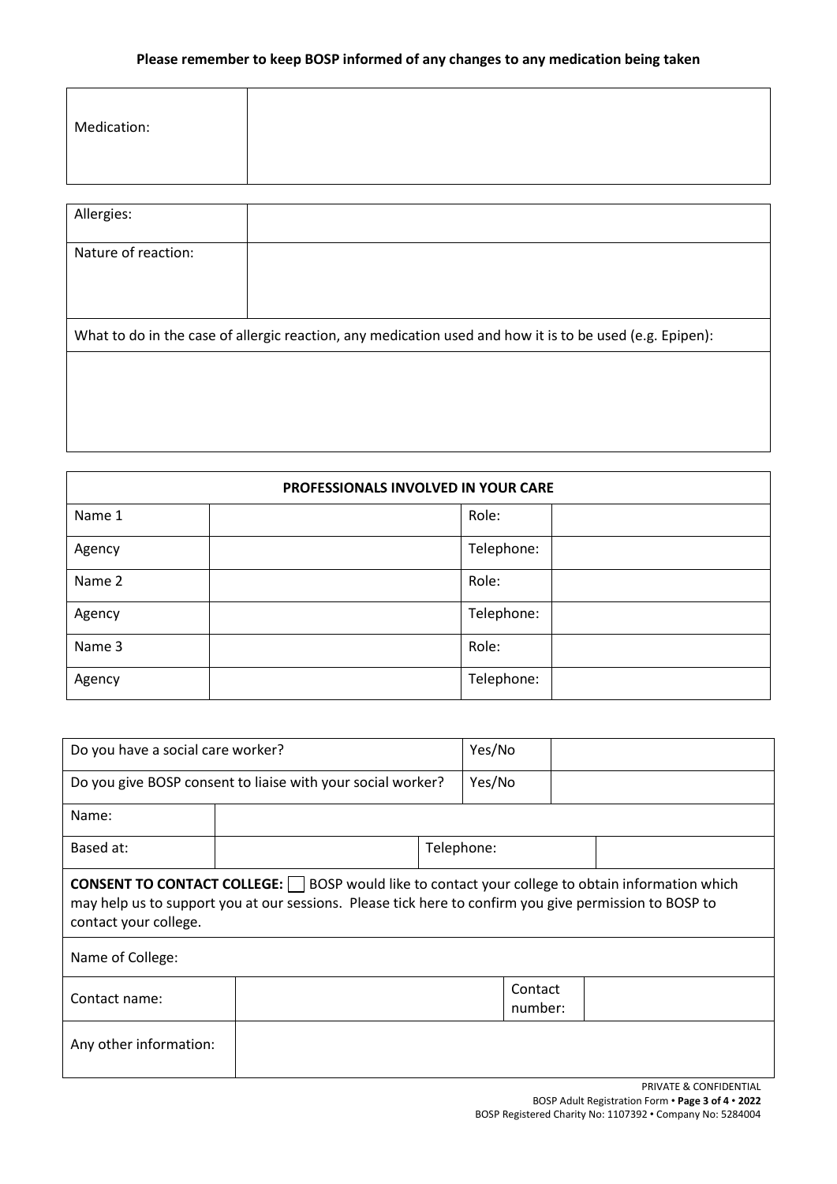**Please remember to keep BOSP informed of any changes to any medication being taken**

| Medication: | |
|---|---|

| Allergies: | |
|---|---|
| Nature of reaction: | |
| What to do in the case of allergic reaction, any medication used and how it is to be used (e.g. Epipen): | |
| | |

| PROFESSIONALS INVOLVED IN YOUR CARE | | | |
|---|---|---|---|
| Name 1 | | Role: | |
| Agency | | Telephone: | |
| Name 2 | | Role: | |
| Agency | | Telephone: | |
| Name 3 | | Role: | |
| Agency | | Telephone: | |

| Do you have a social care worker? | | | Yes/No | |
|---|---|---|---|---|
| Do you give BOSP consent to liaise with your social worker? | | | Yes/No | |
| Name: | | | | |
| Based at: | | Telephone: | | |

**CONSENT TO CONTACT COLLEGE:** ☐ BOSP would like to contact your college to obtain information which may help us to support you at our sessions. Please tick here to confirm you give permission to BOSP to contact your college.

| Name of College: | | | |
|---|---|---|---|
| Contact name: | | Contact number: | |
| Any other information: | | | |

PRIVATE & CONFIDENTIAL

BOSP Adult Registration Form • **Page 3 of 4 • 2022**

BOSP Registered Charity No: 1107392 • Company No: 5284004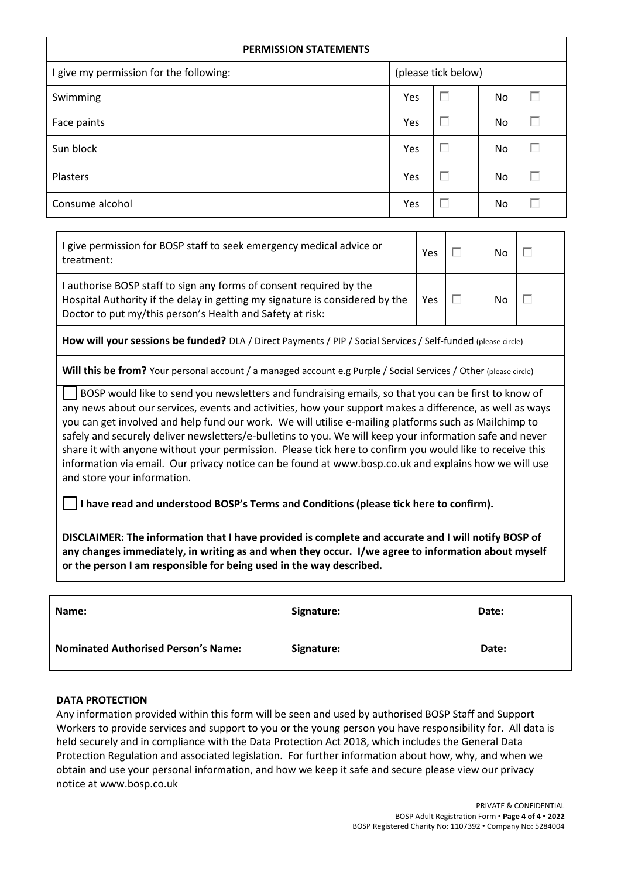| PERMISSION STATEMENTS | | | | |
|---|---|---|---|---|
| I give my permission for the following: | (please tick below) | | | |
| Swimming | Yes | ☐ | No | ☐ |
| Face paints | Yes | ☐ | No | ☐ |
| Sun block | Yes | ☐ | No | ☐ |
| Plasters | Yes | ☐ | No | ☐ |
| Consume alcohol | Yes | ☐ | No | ☐ |

| | | | | |
|---|---|---|---|---|
| I give permission for BOSP staff to seek emergency medical advice or treatment: | Yes | ☐ | No | ☐ |
| I authorise BOSP staff to sign any forms of consent required by the Hospital Authority if the delay in getting my signature is considered by the Doctor to put my/this person's Health and Safety at risk: | Yes | ☐ | No | ☐ |

**How will your sessions be funded?** DLA / Direct Payments / PIP / Social Services / Self-funded (please circle)

**Will this be from?** Your personal account / a managed account e.g Purple / Social Services / Other (please circle)

☐ BOSP would like to send you newsletters and fundraising emails, so that you can be first to know of any news about our services, events and activities, how your support makes a difference, as well as ways you can get involved and help fund our work. We will utilise e-mailing platforms such as Mailchimp to safely and securely deliver newsletters/e-bulletins to you. We will keep your information safe and never share it with anyone without your permission. Please tick here to confirm you would like to receive this information via email. Our privacy notice can be found at www.bosp.co.uk and explains how we will use and store your information.

☐ **I have read and understood BOSP's Terms and Conditions (please tick here to confirm).**

**DISCLAIMER: The information that I have provided is complete and accurate and I will notify BOSP of any changes immediately, in writing as and when they occur. I/we agree to information about myself or the person I am responsible for being used in the way described.**

| | | |
|---|---|---|
| **Name:** | **Signature:** | **Date:** |
| **Nominated Authorised Person's Name:** | **Signature:** | **Date:** |

**DATA PROTECTION**

Any information provided within this form will be seen and used by authorised BOSP Staff and Support Workers to provide services and support to you or the young person you have responsibility for. All data is held securely and in compliance with the Data Protection Act 2018, which includes the General Data Protection Regulation and associated legislation. For further information about how, why, and when we obtain and use your personal information, and how we keep it safe and secure please view our privacy notice at www.bosp.co.uk

PRIVATE & CONFIDENTIAL
BOSP Adult Registration Form • **Page 4 of 4 • 2022**
BOSP Registered Charity No: 1107392 • Company No: 5284004